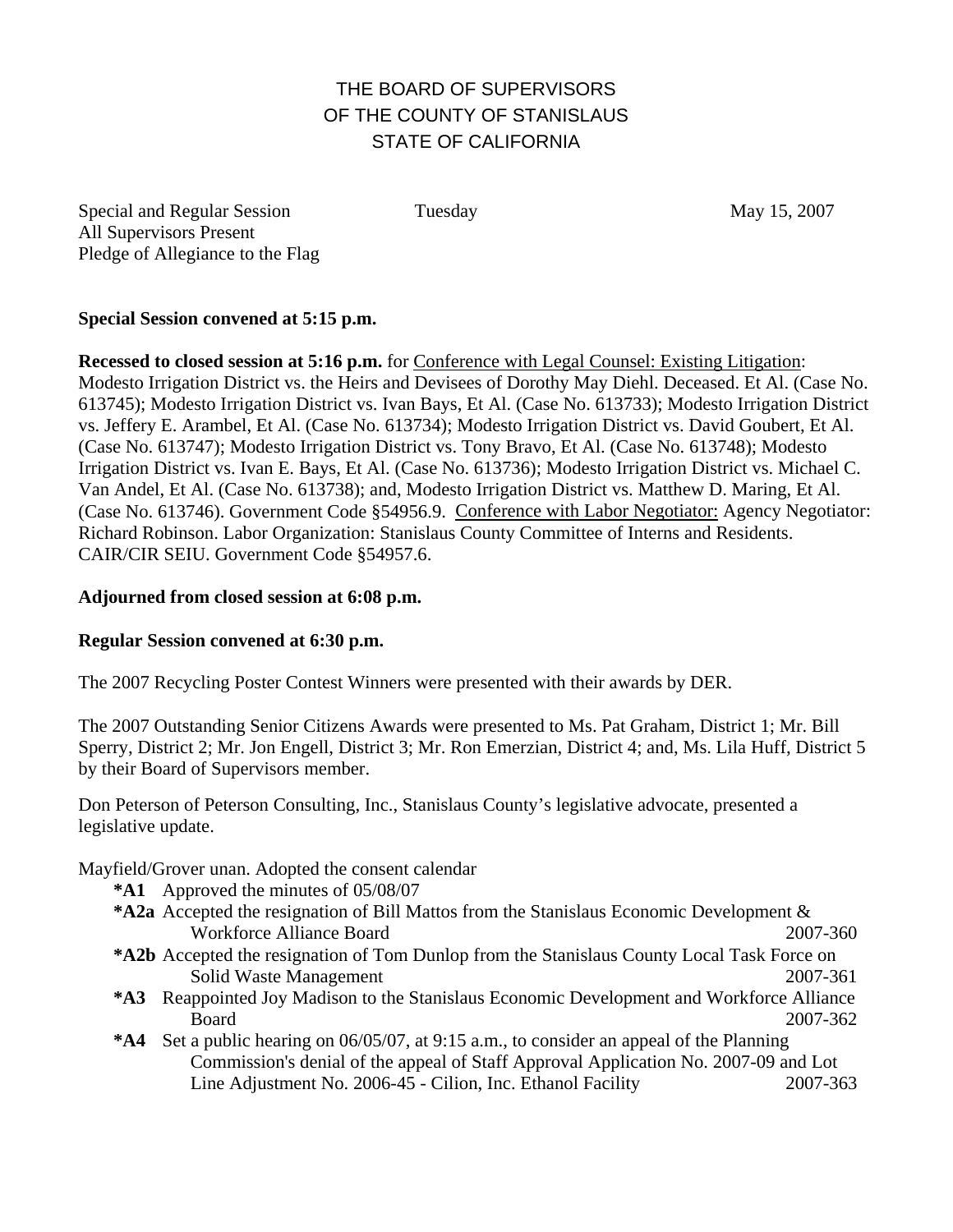# THE BOARD OF SUPERVISORS OF THE COUNTY OF STANISLAUS STATE OF CALIFORNIA

Special and Regular Session Tuesday May 15, 2007
All Supervisors Present
Pledge of Allegiance to the Flag

**Special Session convened at 5:15 p.m.**

**Recessed to closed session at 5:16 p.m.** for Conference with Legal Counsel: Existing Litigation: Modesto Irrigation District vs. the Heirs and Devisees of Dorothy May Diehl. Deceased. Et Al. (Case No. 613745); Modesto Irrigation District vs. Ivan Bays, Et Al. (Case No. 613733); Modesto Irrigation District vs. Jeffery E. Arambel, Et Al. (Case No. 613734); Modesto Irrigation District vs. David Goubert, Et Al. (Case No. 613747); Modesto Irrigation District vs. Tony Bravo, Et Al. (Case No. 613748); Modesto Irrigation District vs. Ivan E. Bays, Et Al. (Case No. 613736); Modesto Irrigation District vs. Michael C. Van Andel, Et Al. (Case No. 613738); and, Modesto Irrigation District vs. Matthew D. Maring, Et Al. (Case No. 613746). Government Code §54956.9. Conference with Labor Negotiator: Agency Negotiator: Richard Robinson. Labor Organization: Stanislaus County Committee of Interns and Residents. CAIR/CIR SEIU. Government Code §54957.6.

**Adjourned from closed session at 6:08 p.m.**

**Regular Session convened at 6:30 p.m.**

The 2007 Recycling Poster Contest Winners were presented with their awards by DER.

The 2007 Outstanding Senior Citizens Awards were presented to Ms. Pat Graham, District 1; Mr. Bill Sperry, District 2; Mr. Jon Engell, District 3; Mr. Ron Emerzian, District 4; and, Ms. Lila Huff, District 5 by their Board of Supervisors member.

Don Peterson of Peterson Consulting, Inc., Stanislaus County's legislative advocate, presented a legislative update.

Mayfield/Grover unan. Adopted the consent calendar

- **\*A1** Approved the minutes of 05/08/07
- **\*A2a** Accepted the resignation of Bill Mattos from the Stanislaus Economic Development & Workforce Alliance Board 2007-360
- **\*A2b** Accepted the resignation of Tom Dunlop from the Stanislaus County Local Task Force on Solid Waste Management 2007-361
- **\*A3** Reappointed Joy Madison to the Stanislaus Economic Development and Workforce Alliance Board 2007-362
- **\*A4** Set a public hearing on 06/05/07, at 9:15 a.m., to consider an appeal of the Planning Commission's denial of the appeal of Staff Approval Application No. 2007-09 and Lot Line Adjustment No. 2006-45 - Cilion, Inc. Ethanol Facility 2007-363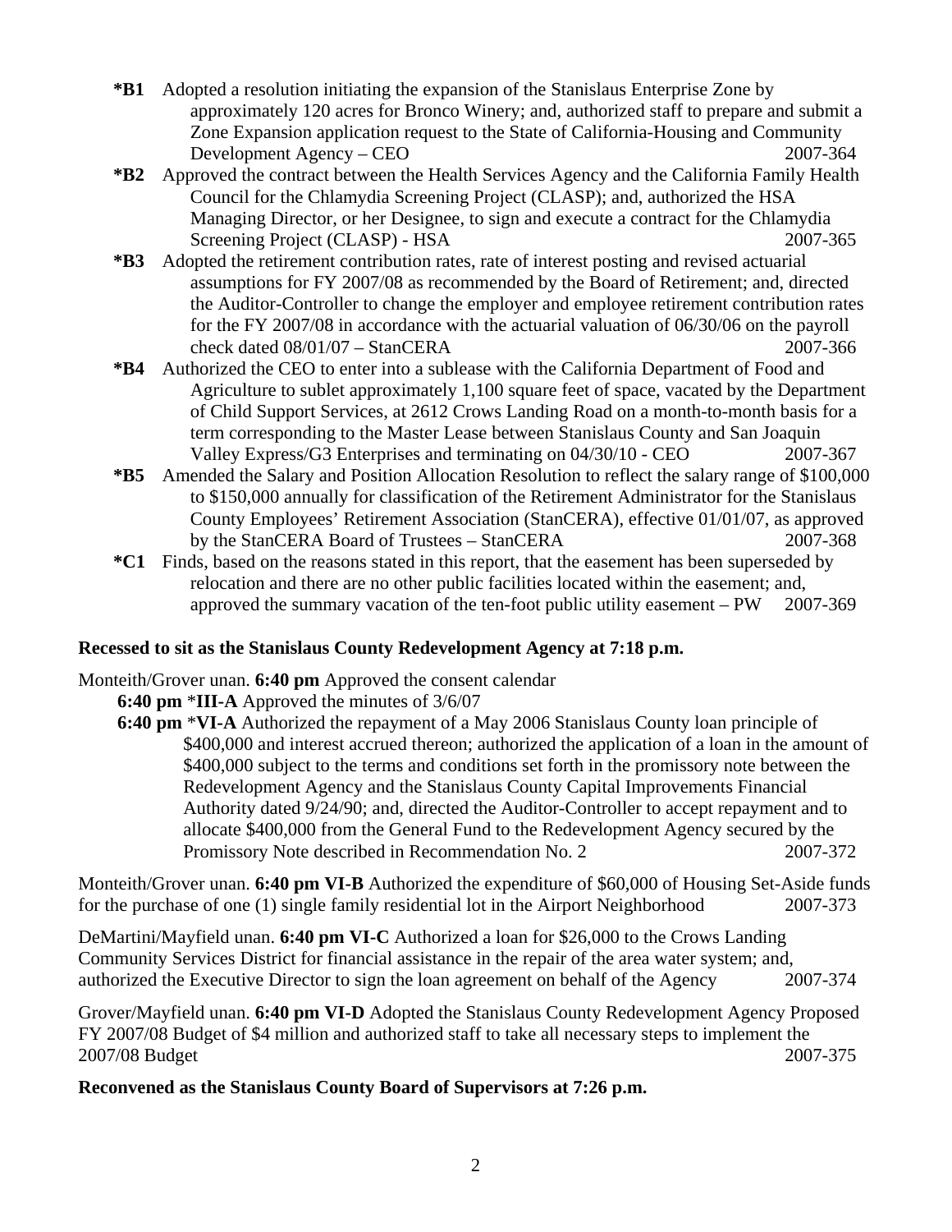**\*B1** Adopted a resolution initiating the expansion of the Stanislaus Enterprise Zone by approximately 120 acres for Bronco Winery; and, authorized staff to prepare and submit a Zone Expansion application request to the State of California-Housing and Community Development Agency – CEO 2007-364

**\*B2** Approved the contract between the Health Services Agency and the California Family Health Council for the Chlamydia Screening Project (CLASP); and, authorized the HSA Managing Director, or her Designee, to sign and execute a contract for the Chlamydia Screening Project (CLASP) - HSA 2007-365

**\*B3** Adopted the retirement contribution rates, rate of interest posting and revised actuarial assumptions for FY 2007/08 as recommended by the Board of Retirement; and, directed the Auditor-Controller to change the employer and employee retirement contribution rates for the FY 2007/08 in accordance with the actuarial valuation of 06/30/06 on the payroll check dated 08/01/07 – StanCERA 2007-366

**\*B4** Authorized the CEO to enter into a sublease with the California Department of Food and Agriculture to sublet approximately 1,100 square feet of space, vacated by the Department of Child Support Services, at 2612 Crows Landing Road on a month-to-month basis for a term corresponding to the Master Lease between Stanislaus County and San Joaquin Valley Express/G3 Enterprises and terminating on 04/30/10 - CEO 2007-367

**\*B5** Amended the Salary and Position Allocation Resolution to reflect the salary range of $100,000 to $150,000 annually for classification of the Retirement Administrator for the Stanislaus County Employees' Retirement Association (StanCERA), effective 01/01/07, as approved by the StanCERA Board of Trustees – StanCERA 2007-368

**\*C1** Finds, based on the reasons stated in this report, that the easement has been superseded by relocation and there are no other public facilities located within the easement; and, approved the summary vacation of the ten-foot public utility easement – PW 2007-369

**Recessed to sit as the Stanislaus County Redevelopment Agency at 7:18 p.m.**

Monteith/Grover unan. **6:40 pm** Approved the consent calendar

**6:40 pm** \***III-A** Approved the minutes of 3/6/07

**6:40 pm** \***VI-A** Authorized the repayment of a May 2006 Stanislaus County loan principle of $400,000 and interest accrued thereon; authorized the application of a loan in the amount of $400,000 subject to the terms and conditions set forth in the promissory note between the Redevelopment Agency and the Stanislaus County Capital Improvements Financial Authority dated 9/24/90; and, directed the Auditor-Controller to accept repayment and to allocate $400,000 from the General Fund to the Redevelopment Agency secured by the Promissory Note described in Recommendation No. 2 2007-372

Monteith/Grover unan. **6:40 pm VI-B** Authorized the expenditure of $60,000 of Housing Set-Aside funds for the purchase of one (1) single family residential lot in the Airport Neighborhood 2007-373

DeMartini/Mayfield unan. **6:40 pm VI-C** Authorized a loan for $26,000 to the Crows Landing Community Services District for financial assistance in the repair of the area water system; and, authorized the Executive Director to sign the loan agreement on behalf of the Agency 2007-374

Grover/Mayfield unan. **6:40 pm VI-D** Adopted the Stanislaus County Redevelopment Agency Proposed FY 2007/08 Budget of $4 million and authorized staff to take all necessary steps to implement the 2007/08 Budget 2007-375

**Reconvened as the Stanislaus County Board of Supervisors at 7:26 p.m.**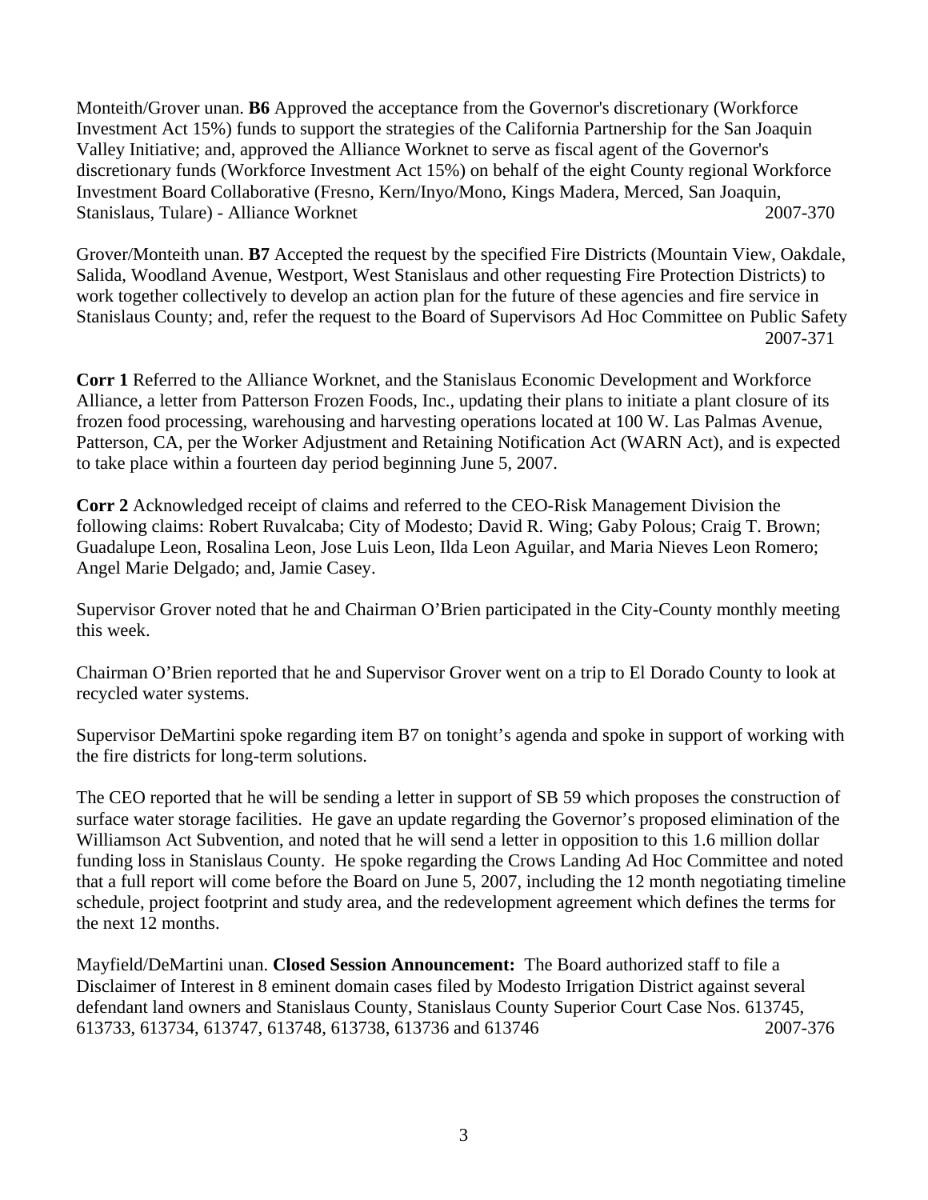Monteith/Grover unan. **B6** Approved the acceptance from the Governor's discretionary (Workforce Investment Act 15%) funds to support the strategies of the California Partnership for the San Joaquin Valley Initiative; and, approved the Alliance Worknet to serve as fiscal agent of the Governor's discretionary funds (Workforce Investment Act 15%) on behalf of the eight County regional Workforce Investment Board Collaborative (Fresno, Kern/Inyo/Mono, Kings Madera, Merced, San Joaquin, Stanislaus, Tulare) - Alliance Worknet 2007-370

Grover/Monteith unan. **B7** Accepted the request by the specified Fire Districts (Mountain View, Oakdale, Salida, Woodland Avenue, Westport, West Stanislaus and other requesting Fire Protection Districts) to work together collectively to develop an action plan for the future of these agencies and fire service in Stanislaus County; and, refer the request to the Board of Supervisors Ad Hoc Committee on Public Safety 2007-371

**Corr 1** Referred to the Alliance Worknet, and the Stanislaus Economic Development and Workforce Alliance, a letter from Patterson Frozen Foods, Inc., updating their plans to initiate a plant closure of its frozen food processing, warehousing and harvesting operations located at 100 W. Las Palmas Avenue, Patterson, CA, per the Worker Adjustment and Retaining Notification Act (WARN Act), and is expected to take place within a fourteen day period beginning June 5, 2007.

**Corr 2** Acknowledged receipt of claims and referred to the CEO-Risk Management Division the following claims: Robert Ruvalcaba; City of Modesto; David R. Wing; Gaby Polous; Craig T. Brown; Guadalupe Leon, Rosalina Leon, Jose Luis Leon, Ilda Leon Aguilar, and Maria Nieves Leon Romero; Angel Marie Delgado; and, Jamie Casey.

Supervisor Grover noted that he and Chairman O'Brien participated in the City-County monthly meeting this week.

Chairman O'Brien reported that he and Supervisor Grover went on a trip to El Dorado County to look at recycled water systems.

Supervisor DeMartini spoke regarding item B7 on tonight's agenda and spoke in support of working with the fire districts for long-term solutions.

The CEO reported that he will be sending a letter in support of SB 59 which proposes the construction of surface water storage facilities. He gave an update regarding the Governor's proposed elimination of the Williamson Act Subvention, and noted that he will send a letter in opposition to this 1.6 million dollar funding loss in Stanislaus County. He spoke regarding the Crows Landing Ad Hoc Committee and noted that a full report will come before the Board on June 5, 2007, including the 12 month negotiating timeline schedule, project footprint and study area, and the redevelopment agreement which defines the terms for the next 12 months.

Mayfield/DeMartini unan. **Closed Session Announcement:** The Board authorized staff to file a Disclaimer of Interest in 8 eminent domain cases filed by Modesto Irrigation District against several defendant land owners and Stanislaus County, Stanislaus County Superior Court Case Nos. 613745, 613733, 613734, 613747, 613748, 613738, 613736 and 613746 2007-376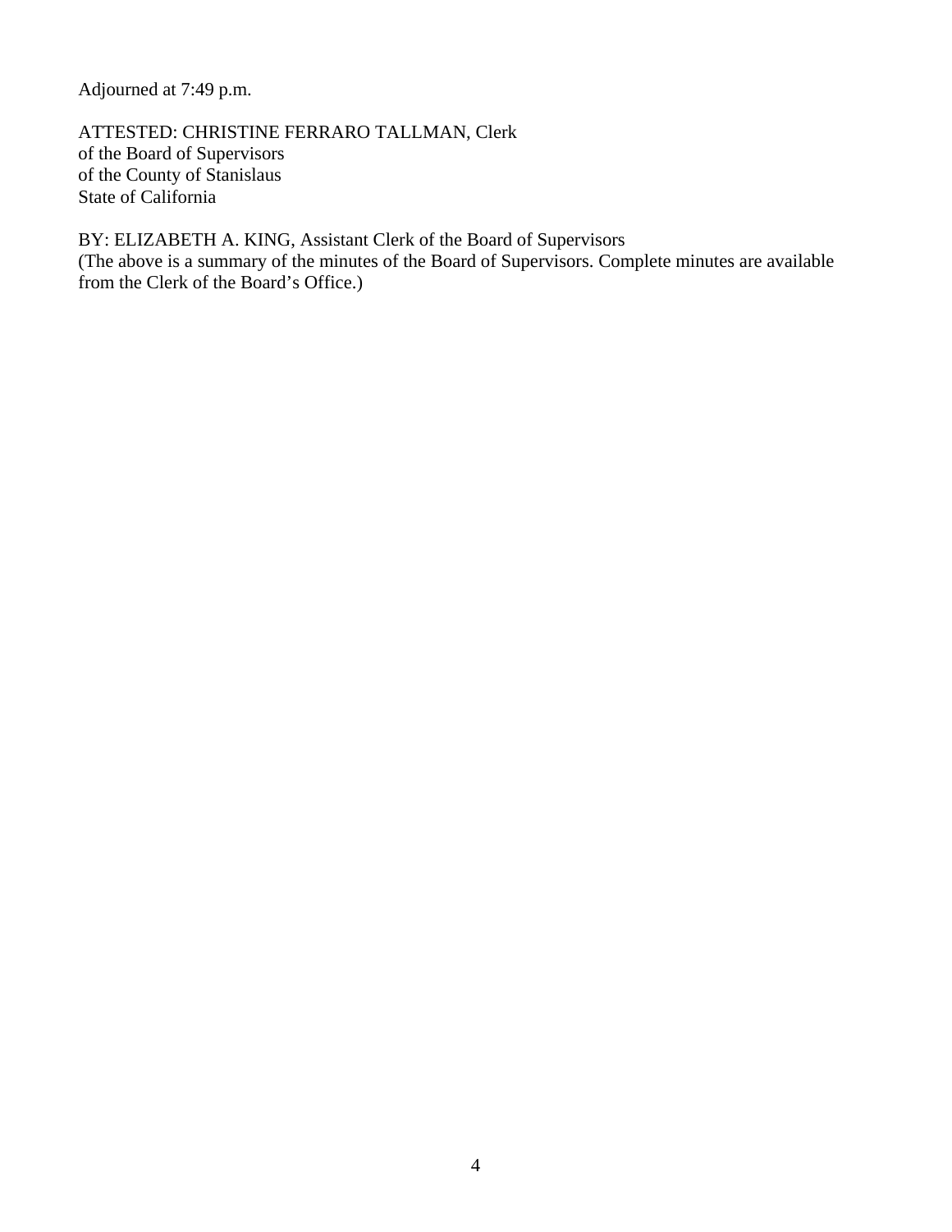Adjourned at 7:49 p.m.

ATTESTED: CHRISTINE FERRARO TALLMAN, Clerk
of the Board of Supervisors
of the County of Stanislaus
State of California

BY: ELIZABETH A. KING, Assistant Clerk of the Board of Supervisors
(The above is a summary of the minutes of the Board of Supervisors. Complete minutes are available from the Clerk of the Board's Office.)